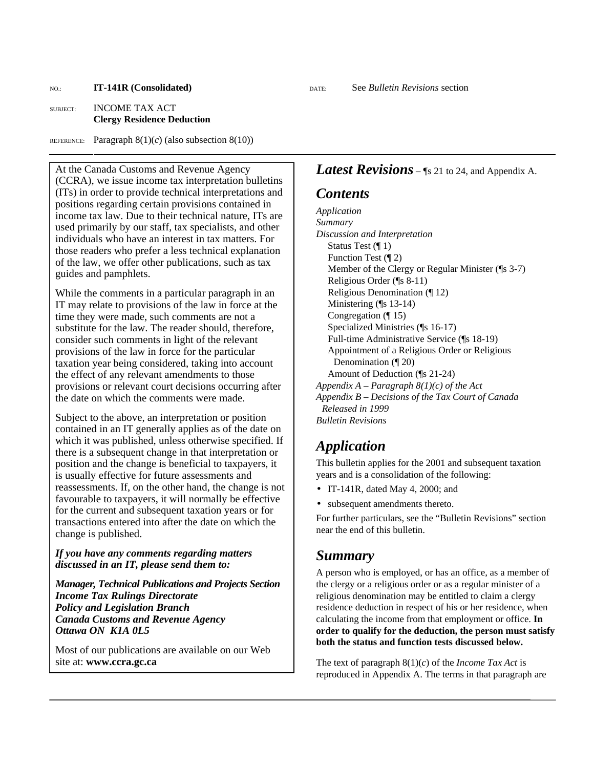NO.: **IT-141R (Consolidated)** DATE: See *Bulletin Revisions* section

SUBJECT: INCOME TAX ACT
**Clergy Residence Deduction**

REFERENCE: Paragraph 8(1)(*c*) (also subsection 8(10))

At the Canada Customs and Revenue Agency (CCRA), we issue income tax interpretation bulletins (ITs) in order to provide technical interpretations and positions regarding certain provisions contained in income tax law. Due to their technical nature, ITs are used primarily by our staff, tax specialists, and other individuals who have an interest in tax matters. For those readers who prefer a less technical explanation of the law, we offer other publications, such as tax guides and pamphlets.

While the comments in a particular paragraph in an IT may relate to provisions of the law in force at the time they were made, such comments are not a substitute for the law. The reader should, therefore, consider such comments in light of the relevant provisions of the law in force for the particular taxation year being considered, taking into account the effect of any relevant amendments to those provisions or relevant court decisions occurring after the date on which the comments were made.

Subject to the above, an interpretation or position contained in an IT generally applies as of the date on which it was published, unless otherwise specified. If there is a subsequent change in that interpretation or position and the change is beneficial to taxpayers, it is usually effective for future assessments and reassessments. If, on the other hand, the change is not favourable to taxpayers, it will normally be effective for the current and subsequent taxation years or for transactions entered into after the date on which the change is published.

***If you have any comments regarding matters discussed in an IT, please send them to:***

***Manager, Technical Publications and Projects Section***
***Income Tax Rulings Directorate***
***Policy and Legislation Branch***
***Canada Customs and Revenue Agency***
***Ottawa ON K1A 0L5***

Most of our publications are available on our Web site at: **www.ccra.gc.ca**

## *Latest Revisions* – ¶s 21 to 24, and Appendix A.

## *Contents*

*Application*
*Summary*
*Discussion and Interpretation*
- Status Test (¶ 1)
- Function Test (¶ 2)
- Member of the Clergy or Regular Minister (¶s 3-7)
- Religious Order (¶s 8-11)
- Religious Denomination (¶ 12)
- Ministering (¶s 13-14)
- Congregation (¶ 15)
- Specialized Ministries (¶s 16-17)
- Full-time Administrative Service (¶s 18-19)
- Appointment of a Religious Order or Religious Denomination (¶ 20)
- Amount of Deduction (¶s 21-24)

*Appendix A – Paragraph 8(1)(c) of the Act*
*Appendix B – Decisions of the Tax Court of Canada Released in 1999*
*Bulletin Revisions*

## *Application*

This bulletin applies for the 2001 and subsequent taxation years and is a consolidation of the following:

- IT-141R, dated May 4, 2000; and
- subsequent amendments thereto.

For further particulars, see the "Bulletin Revisions" section near the end of this bulletin.

## *Summary*

A person who is employed, or has an office, as a member of the clergy or a religious order or as a regular minister of a religious denomination may be entitled to claim a clergy residence deduction in respect of his or her residence, when calculating the income from that employment or office. **In order to qualify for the deduction, the person must satisfy both the status and function tests discussed below.**

The text of paragraph 8(1)(*c*) of the *Income Tax Act* is reproduced in Appendix A. The terms in that paragraph are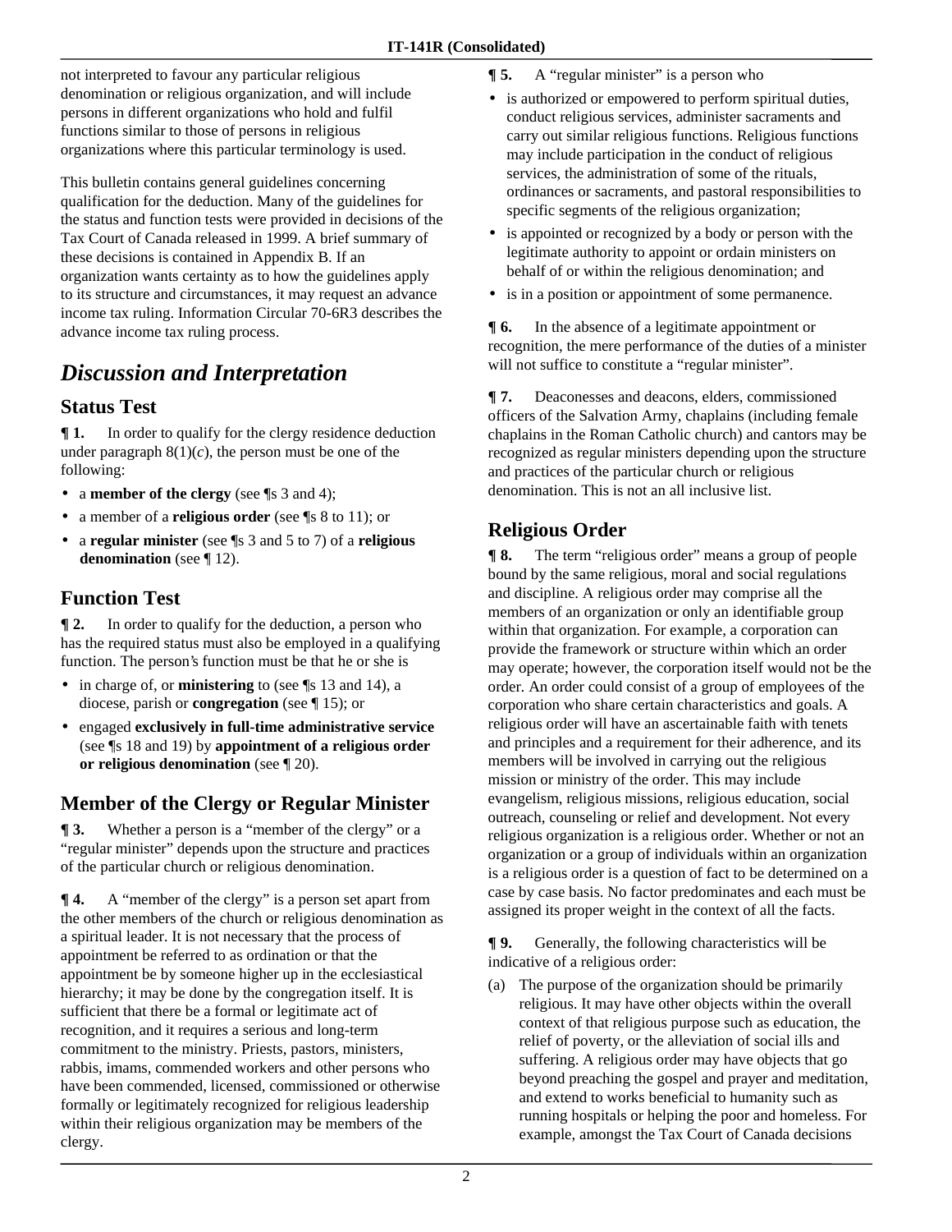not interpreted to favour any particular religious denomination or religious organization, and will include persons in different organizations who hold and fulfil functions similar to those of persons in religious organizations where this particular terminology is used.

This bulletin contains general guidelines concerning qualification for the deduction. Many of the guidelines for the status and function tests were provided in decisions of the Tax Court of Canada released in 1999. A brief summary of these decisions is contained in Appendix B. If an organization wants certainty as to how the guidelines apply to its structure and circumstances, it may request an advance income tax ruling. Information Circular 70-6R3 describes the advance income tax ruling process.

# *Discussion and Interpretation*

## Status Test

**¶ 1.** In order to qualify for the clergy residence deduction under paragraph 8(1)(*c*), the person must be one of the following:

- a **member of the clergy** (see ¶s 3 and 4);
- a member of a **religious order** (see ¶s 8 to 11); or
- a **regular minister** (see ¶s 3 and 5 to 7) of a **religious denomination** (see ¶ 12).

## Function Test

**¶ 2.** In order to qualify for the deduction, a person who has the required status must also be employed in a qualifying function. The person's function must be that he or she is

- in charge of, or **ministering** to (see ¶s 13 and 14), a diocese, parish or **congregation** (see ¶ 15); or
- engaged **exclusively in full-time administrative service** (see ¶s 18 and 19) by **appointment of a religious order or religious denomination** (see ¶ 20).

## Member of the Clergy or Regular Minister

**¶ 3.** Whether a person is a "member of the clergy" or a "regular minister" depends upon the structure and practices of the particular church or religious denomination.

**¶ 4.** A "member of the clergy" is a person set apart from the other members of the church or religious denomination as a spiritual leader. It is not necessary that the process of appointment be referred to as ordination or that the appointment be by someone higher up in the ecclesiastical hierarchy; it may be done by the congregation itself. It is sufficient that there be a formal or legitimate act of recognition, and it requires a serious and long-term commitment to the ministry. Priests, pastors, ministers, rabbis, imams, commended workers and other persons who have been commended, licensed, commissioned or otherwise formally or legitimately recognized for religious leadership within their religious organization may be members of the clergy.

**¶ 5.** A "regular minister" is a person who

- is authorized or empowered to perform spiritual duties, conduct religious services, administer sacraments and carry out similar religious functions. Religious functions may include participation in the conduct of religious services, the administration of some of the rituals, ordinances or sacraments, and pastoral responsibilities to specific segments of the religious organization;
- is appointed or recognized by a body or person with the legitimate authority to appoint or ordain ministers on behalf of or within the religious denomination; and
- is in a position or appointment of some permanence.

**¶ 6.** In the absence of a legitimate appointment or recognition, the mere performance of the duties of a minister will not suffice to constitute a "regular minister".

**¶ 7.** Deaconesses and deacons, elders, commissioned officers of the Salvation Army, chaplains (including female chaplains in the Roman Catholic church) and cantors may be recognized as regular ministers depending upon the structure and practices of the particular church or religious denomination. This is not an all inclusive list.

## Religious Order

**¶ 8.** The term "religious order" means a group of people bound by the same religious, moral and social regulations and discipline. A religious order may comprise all the members of an organization or only an identifiable group within that organization. For example, a corporation can provide the framework or structure within which an order may operate; however, the corporation itself would not be the order. An order could consist of a group of employees of the corporation who share certain characteristics and goals. A religious order will have an ascertainable faith with tenets and principles and a requirement for their adherence, and its members will be involved in carrying out the religious mission or ministry of the order. This may include evangelism, religious missions, religious education, social outreach, counseling or relief and development. Not every religious organization is a religious order. Whether or not an organization or a group of individuals within an organization is a religious order is a question of fact to be determined on a case by case basis. No factor predominates and each must be assigned its proper weight in the context of all the facts.

**¶ 9.** Generally, the following characteristics will be indicative of a religious order:

(a) The purpose of the organization should be primarily religious. It may have other objects within the overall context of that religious purpose such as education, the relief of poverty, or the alleviation of social ills and suffering. A religious order may have objects that go beyond preaching the gospel and prayer and meditation, and extend to works beneficial to humanity such as running hospitals or helping the poor and homeless. For example, amongst the Tax Court of Canada decisions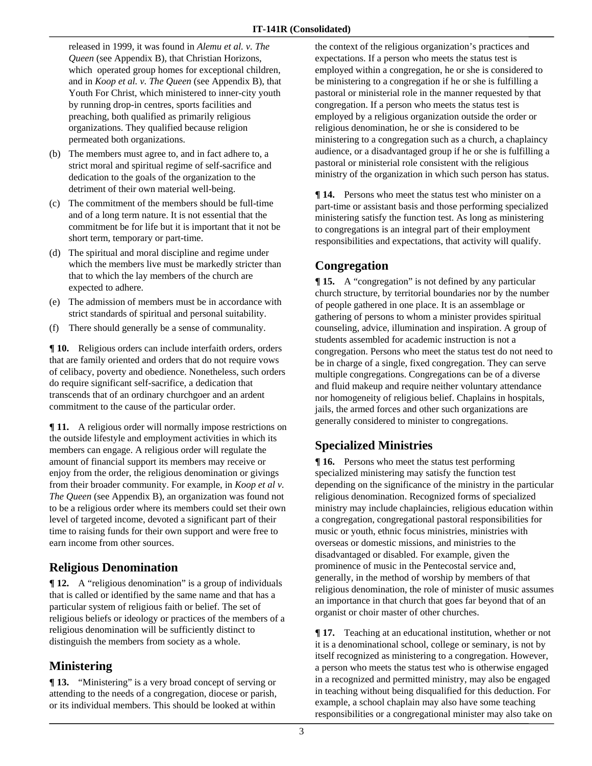released in 1999, it was found in *Alemu et al. v. The Queen* (see Appendix B), that Christian Horizons, which operated group homes for exceptional children, and in *Koop et al. v. The Queen* (see Appendix B), that Youth For Christ, which ministered to inner-city youth by running drop-in centres, sports facilities and preaching, both qualified as primarily religious organizations. They qualified because religion permeated both organizations.

(b) The members must agree to, and in fact adhere to, a strict moral and spiritual regime of self-sacrifice and dedication to the goals of the organization to the detriment of their own material well-being.

(c) The commitment of the members should be full-time and of a long term nature. It is not essential that the commitment be for life but it is important that it not be short term, temporary or part-time.

(d) The spiritual and moral discipline and regime under which the members live must be markedly stricter than that to which the lay members of the church are expected to adhere.

(e) The admission of members must be in accordance with strict standards of spiritual and personal suitability.

(f) There should generally be a sense of communality.

**¶ 10.** Religious orders can include interfaith orders, orders that are family oriented and orders that do not require vows of celibacy, poverty and obedience. Nonetheless, such orders do require significant self-sacrifice, a dedication that transcends that of an ordinary churchgoer and an ardent commitment to the cause of the particular order.

**¶ 11.** A religious order will normally impose restrictions on the outside lifestyle and employment activities in which its members can engage. A religious order will regulate the amount of financial support its members may receive or enjoy from the order, the religious denomination or givings from their broader community. For example, in *Koop et al v. The Queen* (see Appendix B), an organization was found not to be a religious order where its members could set their own level of targeted income, devoted a significant part of their time to raising funds for their own support and were free to earn income from other sources.

## Religious Denomination

**¶ 12.** A "religious denomination" is a group of individuals that is called or identified by the same name and that has a particular system of religious faith or belief. The set of religious beliefs or ideology or practices of the members of a religious denomination will be sufficiently distinct to distinguish the members from society as a whole.

## Ministering

**¶ 13.** "Ministering" is a very broad concept of serving or attending to the needs of a congregation, diocese or parish, or its individual members. This should be looked at within the context of the religious organization's practices and expectations. If a person who meets the status test is employed within a congregation, he or she is considered to be ministering to a congregation if he or she is fulfilling a pastoral or ministerial role in the manner requested by that congregation. If a person who meets the status test is employed by a religious organization outside the order or religious denomination, he or she is considered to be ministering to a congregation such as a church, a chaplaincy audience, or a disadvantaged group if he or she is fulfilling a pastoral or ministerial role consistent with the religious ministry of the organization in which such person has status.

**¶ 14.** Persons who meet the status test who minister on a part-time or assistant basis and those performing specialized ministering satisfy the function test. As long as ministering to congregations is an integral part of their employment responsibilities and expectations, that activity will qualify.

## Congregation

**¶ 15.** A "congregation" is not defined by any particular church structure, by territorial boundaries nor by the number of people gathered in one place. It is an assemblage or gathering of persons to whom a minister provides spiritual counseling, advice, illumination and inspiration. A group of students assembled for academic instruction is not a congregation. Persons who meet the status test do not need to be in charge of a single, fixed congregation. They can serve multiple congregations. Congregations can be of a diverse and fluid makeup and require neither voluntary attendance nor homogeneity of religious belief. Chaplains in hospitals, jails, the armed forces and other such organizations are generally considered to minister to congregations.

## Specialized Ministries

**¶ 16.** Persons who meet the status test performing specialized ministering may satisfy the function test depending on the significance of the ministry in the particular religious denomination. Recognized forms of specialized ministry may include chaplaincies, religious education within a congregation, congregational pastoral responsibilities for music or youth, ethnic focus ministries, ministries with overseas or domestic missions, and ministries to the disadvantaged or disabled. For example, given the prominence of music in the Pentecostal service and, generally, in the method of worship by members of that religious denomination, the role of minister of music assumes an importance in that church that goes far beyond that of an organist or choir master of other churches.

**¶ 17.** Teaching at an educational institution, whether or not it is a denominational school, college or seminary, is not by itself recognized as ministering to a congregation. However, a person who meets the status test who is otherwise engaged in a recognized and permitted ministry, may also be engaged in teaching without being disqualified for this deduction. For example, a school chaplain may also have some teaching responsibilities or a congregational minister may also take on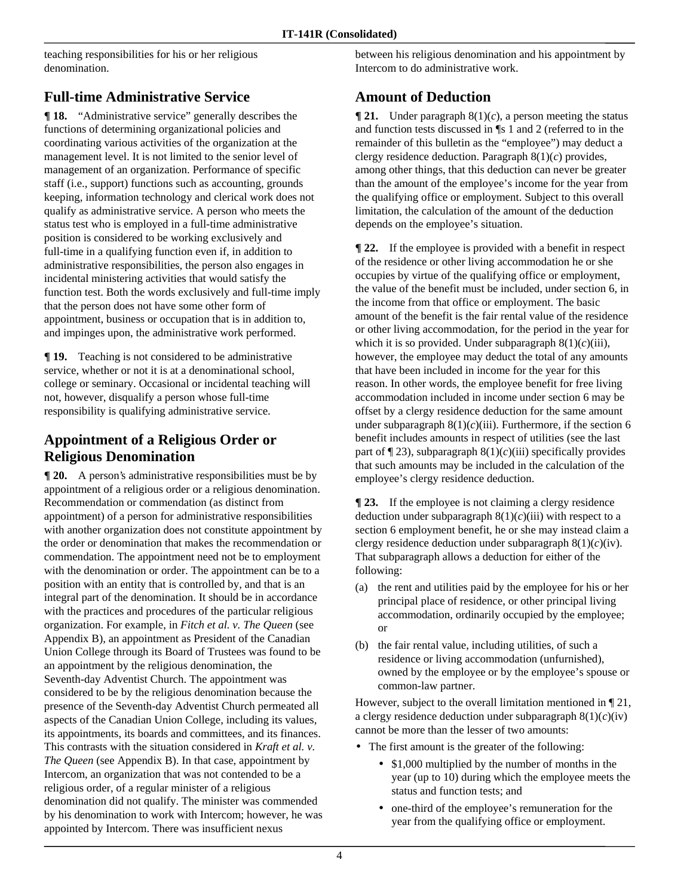teaching responsibilities for his or her religious denomination.

## Full-time Administrative Service

**¶ 18.** "Administrative service" generally describes the functions of determining organizational policies and coordinating various activities of the organization at the management level. It is not limited to the senior level of management of an organization. Performance of specific staff (i.e., support) functions such as accounting, grounds keeping, information technology and clerical work does not qualify as administrative service. A person who meets the status test who is employed in a full-time administrative position is considered to be working exclusively and full-time in a qualifying function even if, in addition to administrative responsibilities, the person also engages in incidental ministering activities that would satisfy the function test. Both the words exclusively and full-time imply that the person does not have some other form of appointment, business or occupation that is in addition to, and impinges upon, the administrative work performed.

**¶ 19.** Teaching is not considered to be administrative service, whether or not it is at a denominational school, college or seminary. Occasional or incidental teaching will not, however, disqualify a person whose full-time responsibility is qualifying administrative service.

## Appointment of a Religious Order or Religious Denomination

**¶ 20.** A person's administrative responsibilities must be by appointment of a religious order or a religious denomination. Recommendation or commendation (as distinct from appointment) of a person for administrative responsibilities with another organization does not constitute appointment by the order or denomination that makes the recommendation or commendation. The appointment need not be to employment with the denomination or order. The appointment can be to a position with an entity that is controlled by, and that is an integral part of the denomination. It should be in accordance with the practices and procedures of the particular religious organization. For example, in *Fitch et al. v. The Queen* (see Appendix B), an appointment as President of the Canadian Union College through its Board of Trustees was found to be an appointment by the religious denomination, the Seventh-day Adventist Church. The appointment was considered to be by the religious denomination because the presence of the Seventh-day Adventist Church permeated all aspects of the Canadian Union College, including its values, its appointments, its boards and committees, and its finances. This contrasts with the situation considered in *Kraft et al. v. The Queen* (see Appendix B). In that case, appointment by Intercom, an organization that was not contended to be a religious order, of a regular minister of a religious denomination did not qualify. The minister was commended by his denomination to work with Intercom; however, he was appointed by Intercom. There was insufficient nexus between his religious denomination and his appointment by Intercom to do administrative work.

## Amount of Deduction

**¶ 21.** Under paragraph 8(1)(*c*), a person meeting the status and function tests discussed in ¶s 1 and 2 (referred to in the remainder of this bulletin as the "employee") may deduct a clergy residence deduction. Paragraph 8(1)(*c*) provides, among other things, that this deduction can never be greater than the amount of the employee's income for the year from the qualifying office or employment. Subject to this overall limitation, the calculation of the amount of the deduction depends on the employee's situation.

**¶ 22.** If the employee is provided with a benefit in respect of the residence or other living accommodation he or she occupies by virtue of the qualifying office or employment, the value of the benefit must be included, under section 6, in the income from that office or employment. The basic amount of the benefit is the fair rental value of the residence or other living accommodation, for the period in the year for which it is so provided. Under subparagraph 8(1)(*c*)(iii), however, the employee may deduct the total of any amounts that have been included in income for the year for this reason. In other words, the employee benefit for free living accommodation included in income under section 6 may be offset by a clergy residence deduction for the same amount under subparagraph 8(1)(*c*)(iii). Furthermore, if the section 6 benefit includes amounts in respect of utilities (see the last part of ¶ 23), subparagraph 8(1)(*c*)(iii) specifically provides that such amounts may be included in the calculation of the employee's clergy residence deduction.

**¶ 23.** If the employee is not claiming a clergy residence deduction under subparagraph 8(1)(*c*)(iii) with respect to a section 6 employment benefit, he or she may instead claim a clergy residence deduction under subparagraph 8(1)(*c*)(iv). That subparagraph allows a deduction for either of the following:

(a) the rent and utilities paid by the employee for his or her principal place of residence, or other principal living accommodation, ordinarily occupied by the employee; or

(b) the fair rental value, including utilities, of such a residence or living accommodation (unfurnished), owned by the employee or by the employee's spouse or common-law partner.

However, subject to the overall limitation mentioned in ¶ 21, a clergy residence deduction under subparagraph 8(1)(*c*)(iv) cannot be more than the lesser of two amounts:

- The first amount is the greater of the following:
  - $1,000 multiplied by the number of months in the year (up to 10) during which the employee meets the status and function tests; and
  - one-third of the employee's remuneration for the year from the qualifying office or employment.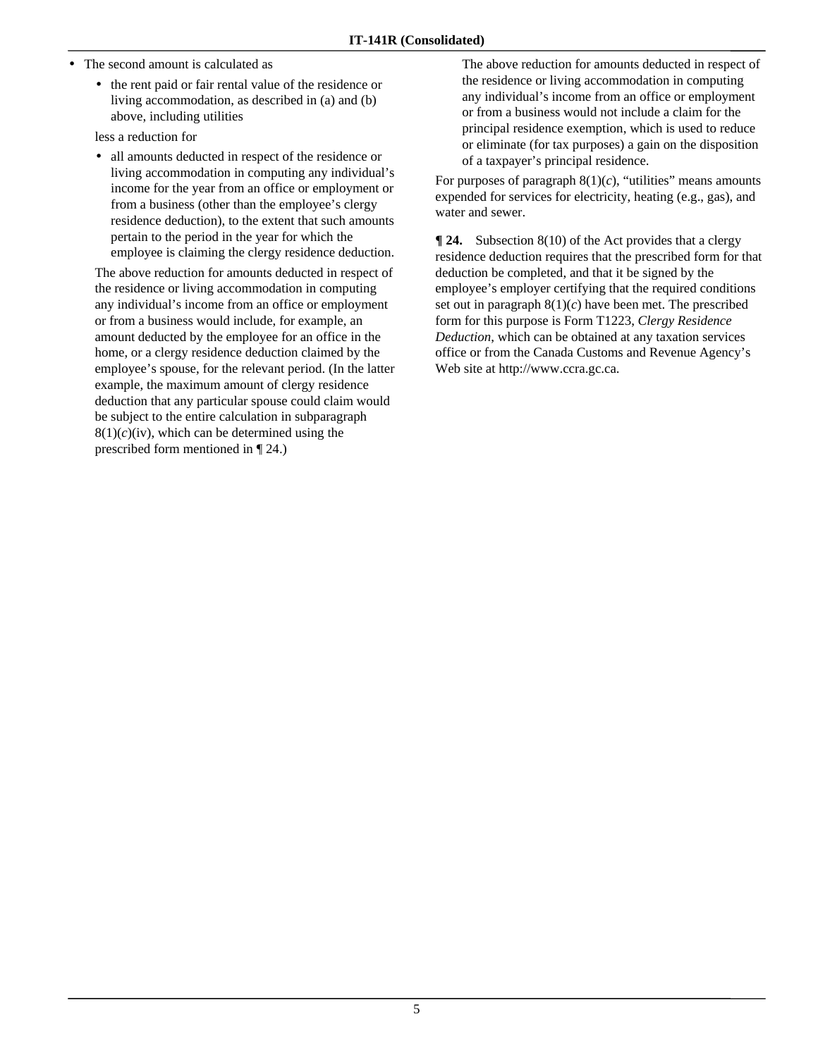- The second amount is calculated as
  - the rent paid or fair rental value of the residence or living accommodation, as described in (a) and (b) above, including utilities

  less a reduction for

  - all amounts deducted in respect of the residence or living accommodation in computing any individual's income for the year from an office or employment or from a business (other than the employee's clergy residence deduction), to the extent that such amounts pertain to the period in the year for which the employee is claiming the clergy residence deduction.

  The above reduction for amounts deducted in respect of the residence or living accommodation in computing any individual's income from an office or employment or from a business would include, for example, an amount deducted by the employee for an office in the home, or a clergy residence deduction claimed by the employee's spouse, for the relevant period. (In the latter example, the maximum amount of clergy residence deduction that any particular spouse could claim would be subject to the entire calculation in subparagraph 8(1)(*c*)(iv), which can be determined using the prescribed form mentioned in ¶ 24.)

  The above reduction for amounts deducted in respect of the residence or living accommodation in computing any individual's income from an office or employment or from a business would not include a claim for the principal residence exemption, which is used to reduce or eliminate (for tax purposes) a gain on the disposition of a taxpayer's principal residence.

For purposes of paragraph 8(1)(*c*), "utilities" means amounts expended for services for electricity, heating (e.g., gas), and water and sewer.

**¶ 24.** Subsection 8(10) of the Act provides that a clergy residence deduction requires that the prescribed form for that deduction be completed, and that it be signed by the employee's employer certifying that the required conditions set out in paragraph 8(1)(*c*) have been met. The prescribed form for this purpose is Form T1223, *Clergy Residence Deduction*, which can be obtained at any taxation services office or from the Canada Customs and Revenue Agency's Web site at http://www.ccra.gc.ca.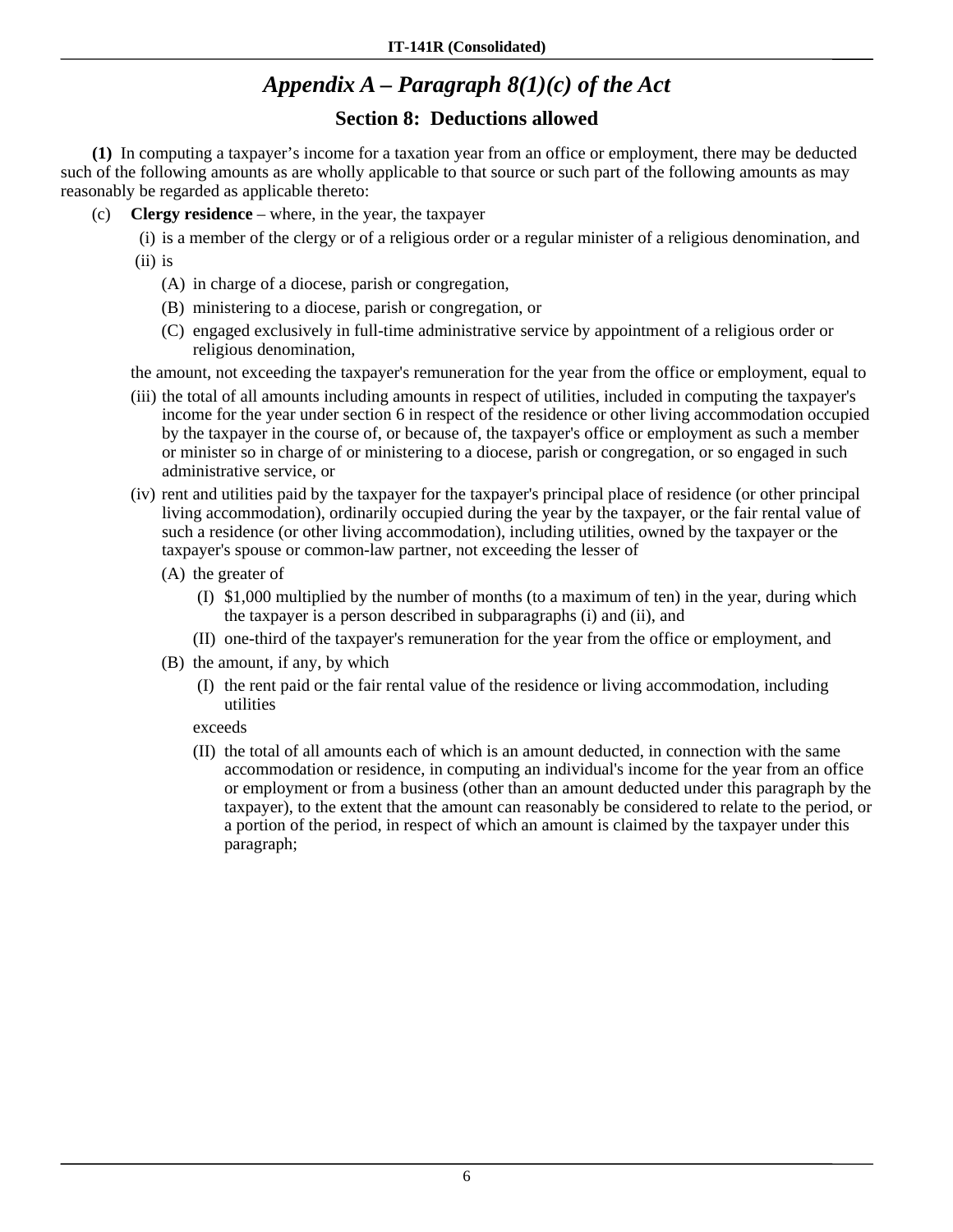## *Appendix A – Paragraph 8(1)(c) of the Act*

### Section 8: Deductions allowed

**(1)** In computing a taxpayer's income for a taxation year from an office or employment, there may be deducted such of the following amounts as are wholly applicable to that source or such part of the following amounts as may reasonably be regarded as applicable thereto:

(c) **Clergy residence** – where, in the year, the taxpayer

(i) is a member of the clergy or of a religious order or a regular minister of a religious denomination, and

(ii) is

(A) in charge of a diocese, parish or congregation,

(B) ministering to a diocese, parish or congregation, or

(C) engaged exclusively in full-time administrative service by appointment of a religious order or religious denomination,

the amount, not exceeding the taxpayer's remuneration for the year from the office or employment, equal to

(iii) the total of all amounts including amounts in respect of utilities, included in computing the taxpayer's income for the year under section 6 in respect of the residence or other living accommodation occupied by the taxpayer in the course of, or because of, the taxpayer's office or employment as such a member or minister so in charge of or ministering to a diocese, parish or congregation, or so engaged in such administrative service, or

(iv) rent and utilities paid by the taxpayer for the taxpayer's principal place of residence (or other principal living accommodation), ordinarily occupied during the year by the taxpayer, or the fair rental value of such a residence (or other living accommodation), including utilities, owned by the taxpayer or the taxpayer's spouse or common-law partner, not exceeding the lesser of

(A) the greater of

(I) $1,000 multiplied by the number of months (to a maximum of ten) in the year, during which the taxpayer is a person described in subparagraphs (i) and (ii), and

(II) one-third of the taxpayer's remuneration for the year from the office or employment, and

(B) the amount, if any, by which

(I) the rent paid or the fair rental value of the residence or living accommodation, including utilities

exceeds

(II) the total of all amounts each of which is an amount deducted, in connection with the same accommodation or residence, in computing an individual's income for the year from an office or employment or from a business (other than an amount deducted under this paragraph by the taxpayer), to the extent that the amount can reasonably be considered to relate to the period, or a portion of the period, in respect of which an amount is claimed by the taxpayer under this paragraph;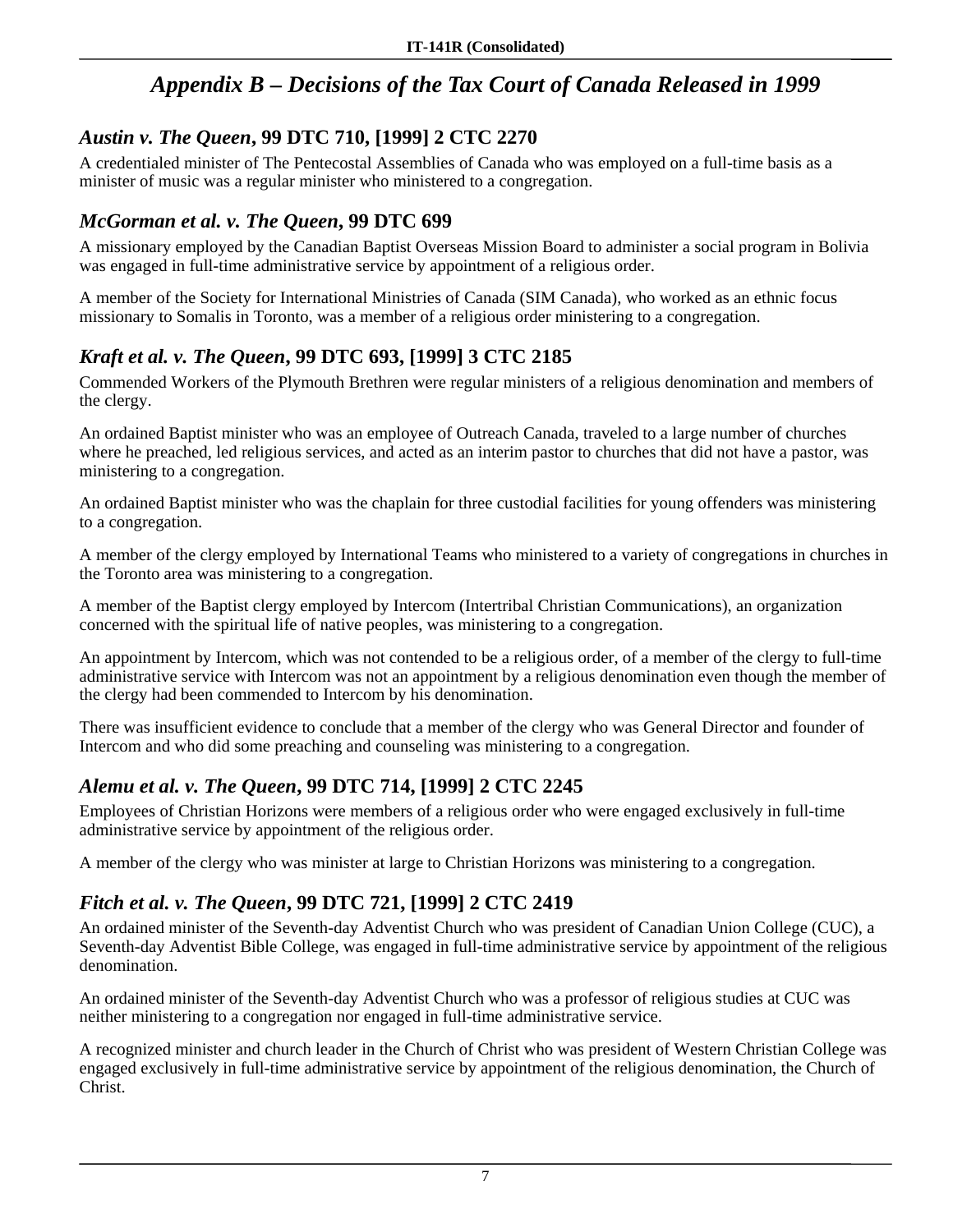# *Appendix B – Decisions of the Tax Court of Canada Released in 1999*

## *Austin v. The Queen*, 99 DTC 710, [1999] 2 CTC 2270

A credentialed minister of The Pentecostal Assemblies of Canada who was employed on a full-time basis as a minister of music was a regular minister who ministered to a congregation.

## *McGorman et al. v. The Queen*, 99 DTC 699

A missionary employed by the Canadian Baptist Overseas Mission Board to administer a social program in Bolivia was engaged in full-time administrative service by appointment of a religious order.

A member of the Society for International Ministries of Canada (SIM Canada), who worked as an ethnic focus missionary to Somalis in Toronto, was a member of a religious order ministering to a congregation.

## *Kraft et al. v. The Queen*, 99 DTC 693, [1999] 3 CTC 2185

Commended Workers of the Plymouth Brethren were regular ministers of a religious denomination and members of the clergy.

An ordained Baptist minister who was an employee of Outreach Canada, traveled to a large number of churches where he preached, led religious services, and acted as an interim pastor to churches that did not have a pastor, was ministering to a congregation.

An ordained Baptist minister who was the chaplain for three custodial facilities for young offenders was ministering to a congregation.

A member of the clergy employed by International Teams who ministered to a variety of congregations in churches in the Toronto area was ministering to a congregation.

A member of the Baptist clergy employed by Intercom (Intertribal Christian Communications), an organization concerned with the spiritual life of native peoples, was ministering to a congregation.

An appointment by Intercom, which was not contended to be a religious order, of a member of the clergy to full-time administrative service with Intercom was not an appointment by a religious denomination even though the member of the clergy had been commended to Intercom by his denomination.

There was insufficient evidence to conclude that a member of the clergy who was General Director and founder of Intercom and who did some preaching and counseling was ministering to a congregation.

## *Alemu et al. v. The Queen*, 99 DTC 714, [1999] 2 CTC 2245

Employees of Christian Horizons were members of a religious order who were engaged exclusively in full-time administrative service by appointment of the religious order.

A member of the clergy who was minister at large to Christian Horizons was ministering to a congregation.

## *Fitch et al. v. The Queen*, 99 DTC 721, [1999] 2 CTC 2419

An ordained minister of the Seventh-day Adventist Church who was president of Canadian Union College (CUC), a Seventh-day Adventist Bible College, was engaged in full-time administrative service by appointment of the religious denomination.

An ordained minister of the Seventh-day Adventist Church who was a professor of religious studies at CUC was neither ministering to a congregation nor engaged in full-time administrative service.

A recognized minister and church leader in the Church of Christ who was president of Western Christian College was engaged exclusively in full-time administrative service by appointment of the religious denomination, the Church of Christ.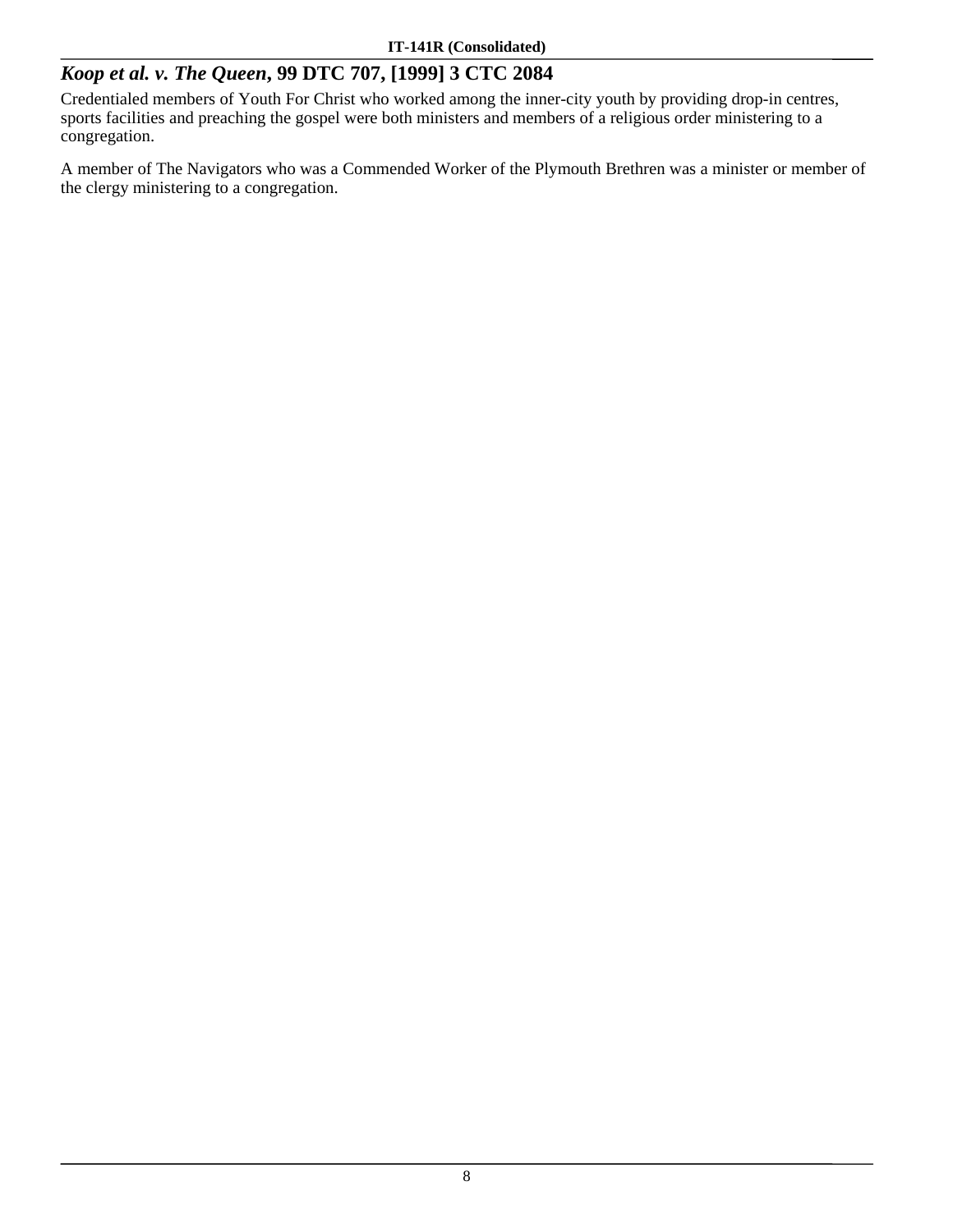### *Koop et al. v. The Queen*, 99 DTC 707, [1999] 3 CTC 2084

Credentialed members of Youth For Christ who worked among the inner-city youth by providing drop-in centres, sports facilities and preaching the gospel were both ministers and members of a religious order ministering to a congregation.

A member of The Navigators who was a Commended Worker of the Plymouth Brethren was a minister or member of the clergy ministering to a congregation.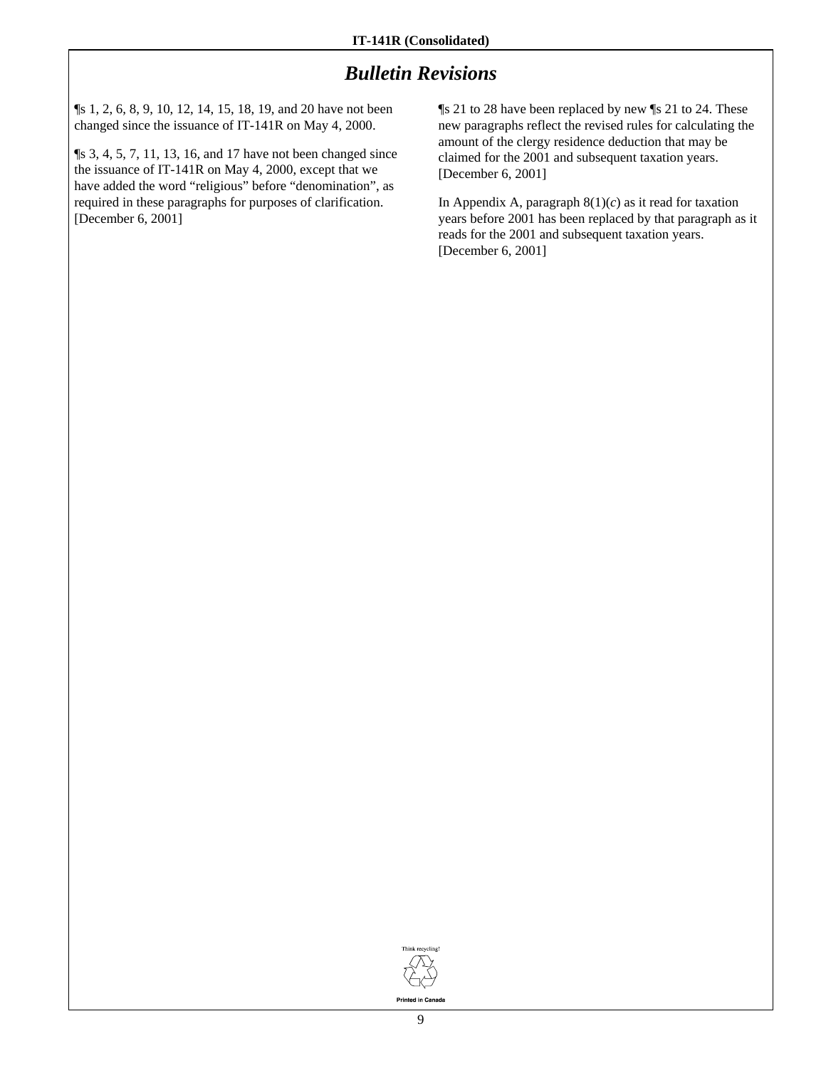## *Bulletin Revisions*

¶s 1, 2, 6, 8, 9, 10, 12, 14, 15, 18, 19, and 20 have not been changed since the issuance of IT-141R on May 4, 2000.

¶s 3, 4, 5, 7, 11, 13, 16, and 17 have not been changed since the issuance of IT-141R on May 4, 2000, except that we have added the word "religious" before "denomination", as required in these paragraphs for purposes of clarification. [December 6, 2001]

¶s 21 to 28 have been replaced by new ¶s 21 to 24. These new paragraphs reflect the revised rules for calculating the amount of the clergy residence deduction that may be claimed for the 2001 and subsequent taxation years. [December 6, 2001]

In Appendix A, paragraph 8(1)(*c*) as it read for taxation years before 2001 has been replaced by that paragraph as it reads for the 2001 and subsequent taxation years. [December 6, 2001]

Think recycling!

Printed in Canada